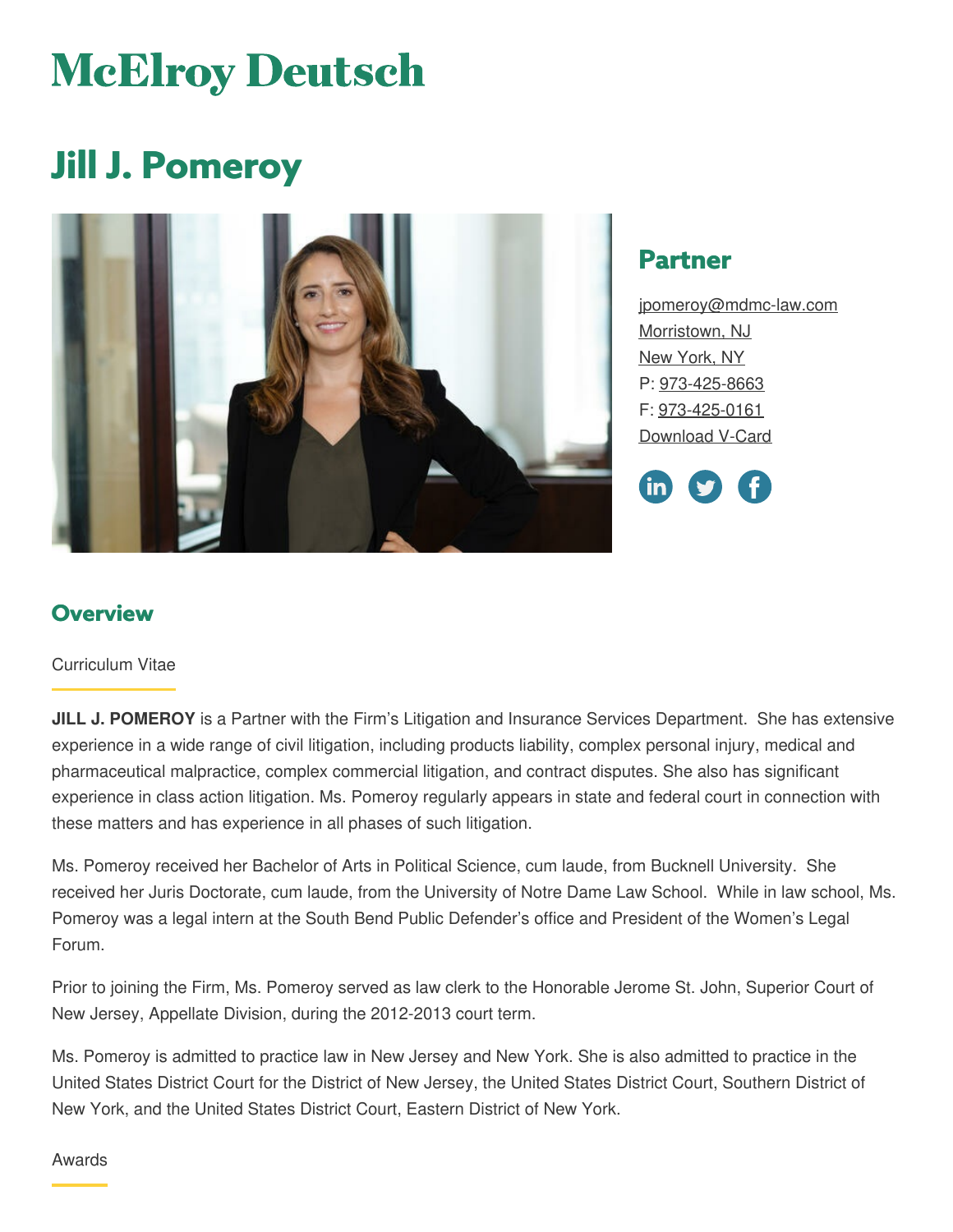# McElroy Deutsch

## Jill J. Pomeroy

### Partner

jpomeroy@mdmc-law.com
Morristown, NJ
New York, NY
P: 973-425-8663
F: 973-425-0161
Download V-Card

## Overview

Curriculum Vitae

**JILL J. POMEROY** is a Partner with the Firm's Litigation and Insurance Services Department. She has extensive experience in a wide range of civil litigation, including products liability, complex personal injury, medical and pharmaceutical malpractice, complex commercial litigation, and contract disputes. She also has significant experience in class action litigation. Ms. Pomeroy regularly appears in state and federal court in connection with these matters and has experience in all phases of such litigation.

Ms. Pomeroy received her Bachelor of Arts in Political Science, cum laude, from Bucknell University. She received her Juris Doctorate, cum laude, from the University of Notre Dame Law School. While in law school, Ms. Pomeroy was a legal intern at the South Bend Public Defender's office and President of the Women's Legal Forum.

Prior to joining the Firm, Ms. Pomeroy served as law clerk to the Honorable Jerome St. John, Superior Court of New Jersey, Appellate Division, during the 2012-2013 court term.

Ms. Pomeroy is admitted to practice law in New Jersey and New York. She is also admitted to practice in the United States District Court for the District of New Jersey, the United States District Court, Southern District of New York, and the United States District Court, Eastern District of New York.

Awards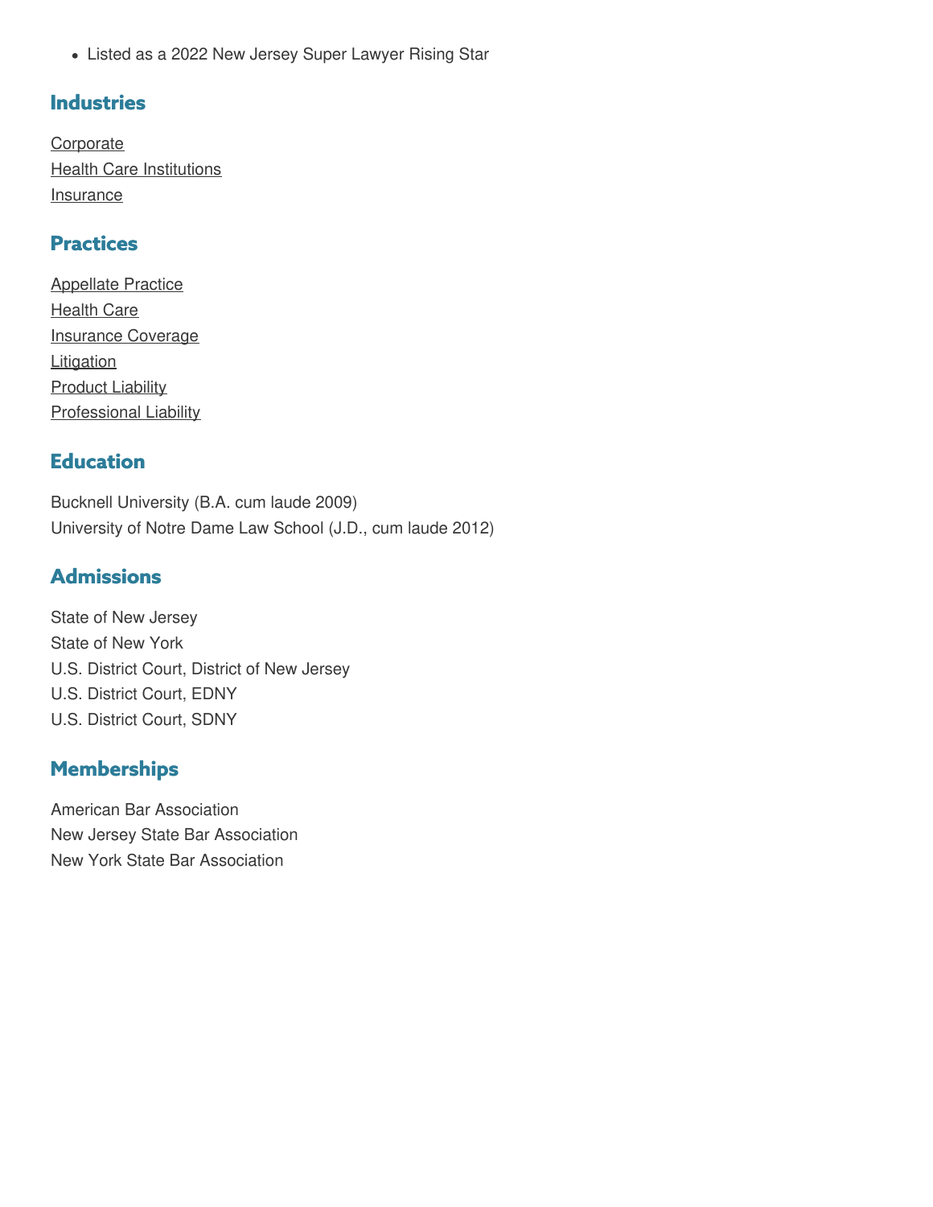- Listed as a 2022 New Jersey Super Lawyer Rising Star

## Industries

Corporate
Health Care Institutions
Insurance

## Practices

Appellate Practice
Health Care
Insurance Coverage
Litigation
Product Liability
Professional Liability

## Education

Bucknell University (B.A. cum laude 2009)
University of Notre Dame Law School (J.D., cum laude 2012)

## Admissions

State of New Jersey
State of New York
U.S. District Court, District of New Jersey
U.S. District Court, EDNY
U.S. District Court, SDNY

## Memberships

American Bar Association
New Jersey State Bar Association
New York State Bar Association